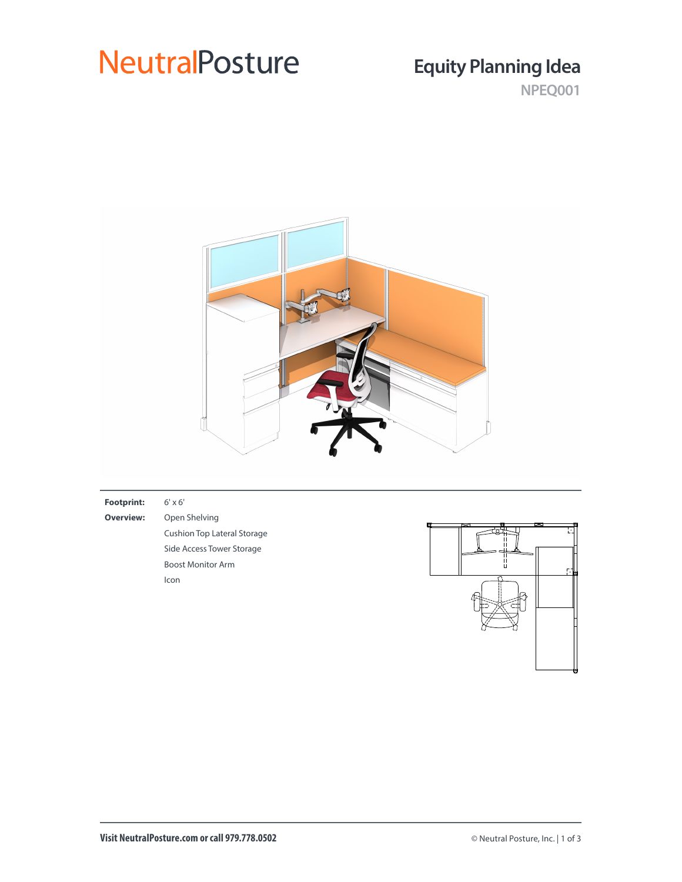# NeutralPosture

## Equity Planning Idea

**NPEQ001**

**Footprint:** 6' x 6'

**Overview:**

- Open Shelving
- Cushion Top Lateral Storage
- Side Access Tower Storage
- Boost Monitor Arm
- Icon

**Visit NeutralPosture.com or call 979.778.0502**

© Neutral Posture, Inc.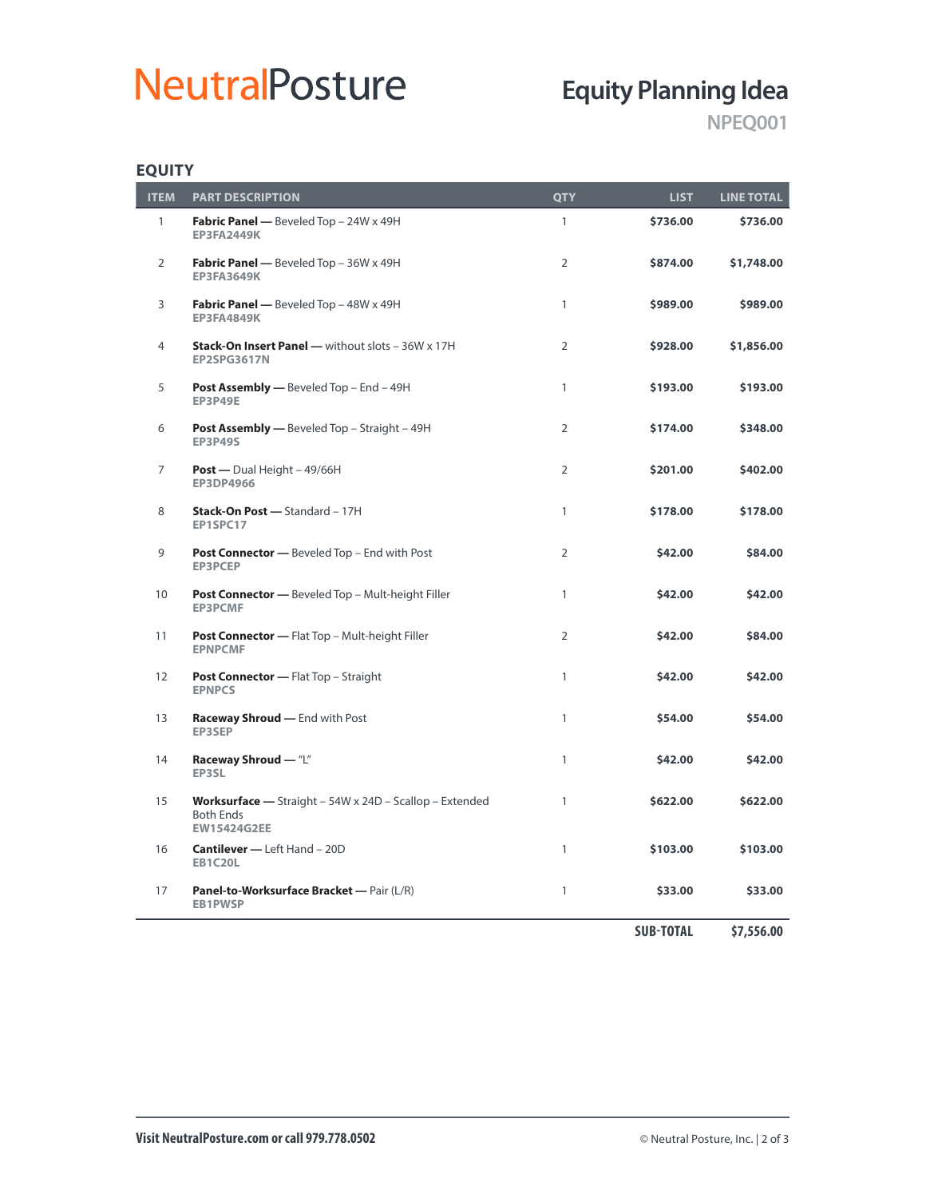NeutralPosture

# Equity Planning Idea

NPEQ001

## EQUITY

| ITEM | PART DESCRIPTION | QTY | LIST | LINE TOTAL |
|---|---|---|---|---|
| 1 | **Fabric Panel —** Beveled Top – 24W x 49H<br>**EP3FA2449K** | 1 | **$736.00** | **$736.00** |
| 2 | **Fabric Panel —** Beveled Top – 36W x 49H<br>**EP3FA3649K** | 2 | **$874.00** | **$1,748.00** |
| 3 | **Fabric Panel —** Beveled Top – 48W x 49H<br>**EP3FA4849K** | 1 | **$989.00** | **$989.00** |
| 4 | **Stack-On Insert Panel —** without slots – 36W x 17H<br>**EP2SPG3617N** | 2 | **$928.00** | **$1,856.00** |
| 5 | **Post Assembly —** Beveled Top – End – 49H<br>**EP3P49E** | 1 | **$193.00** | **$193.00** |
| 6 | **Post Assembly —** Beveled Top – Straight – 49H<br>**EP3P49S** | 2 | **$174.00** | **$348.00** |
| 7 | **Post —** Dual Height – 49/66H<br>**EP3DP4966** | 2 | **$201.00** | **$402.00** |
| 8 | **Stack-On Post —** Standard – 17H<br>**EP1SPC17** | 1 | **$178.00** | **$178.00** |
| 9 | **Post Connector —** Beveled Top – End with Post<br>**EP3PCEP** | 2 | **$42.00** | **$84.00** |
| 10 | **Post Connector —** Beveled Top – Mult-height Filler<br>**EP3PCMF** | 1 | **$42.00** | **$42.00** |
| 11 | **Post Connector —** Flat Top – Mult-height Filler<br>**EPNPCMF** | 2 | **$42.00** | **$84.00** |
| 12 | **Post Connector —** Flat Top – Straight<br>**EPNPCS** | 1 | **$42.00** | **$42.00** |
| 13 | **Raceway Shroud —** End with Post<br>**EP3SEP** | 1 | **$54.00** | **$54.00** |
| 14 | **Raceway Shroud —** "L"<br>**EP3SL** | 1 | **$42.00** | **$42.00** |
| 15 | **Worksurface —** Straight – 54W x 24D – Scallop – Extended Both Ends<br>**EW15424G2EE** | 1 | **$622.00** | **$622.00** |
| 16 | **Cantilever —** Left Hand – 20D<br>**EB1C20L** | 1 | **$103.00** | **$103.00** |
| 17 | **Panel-to-Worksurface Bracket —** Pair (L/R)<br>**EB1PWSP** | 1 | **$33.00** | **$33.00** |
| | | | **SUB-TOTAL** | **$7,556.00** |

**Visit NeutralPosture.com or call 979.778.0502**

© Neutral Posture, Inc.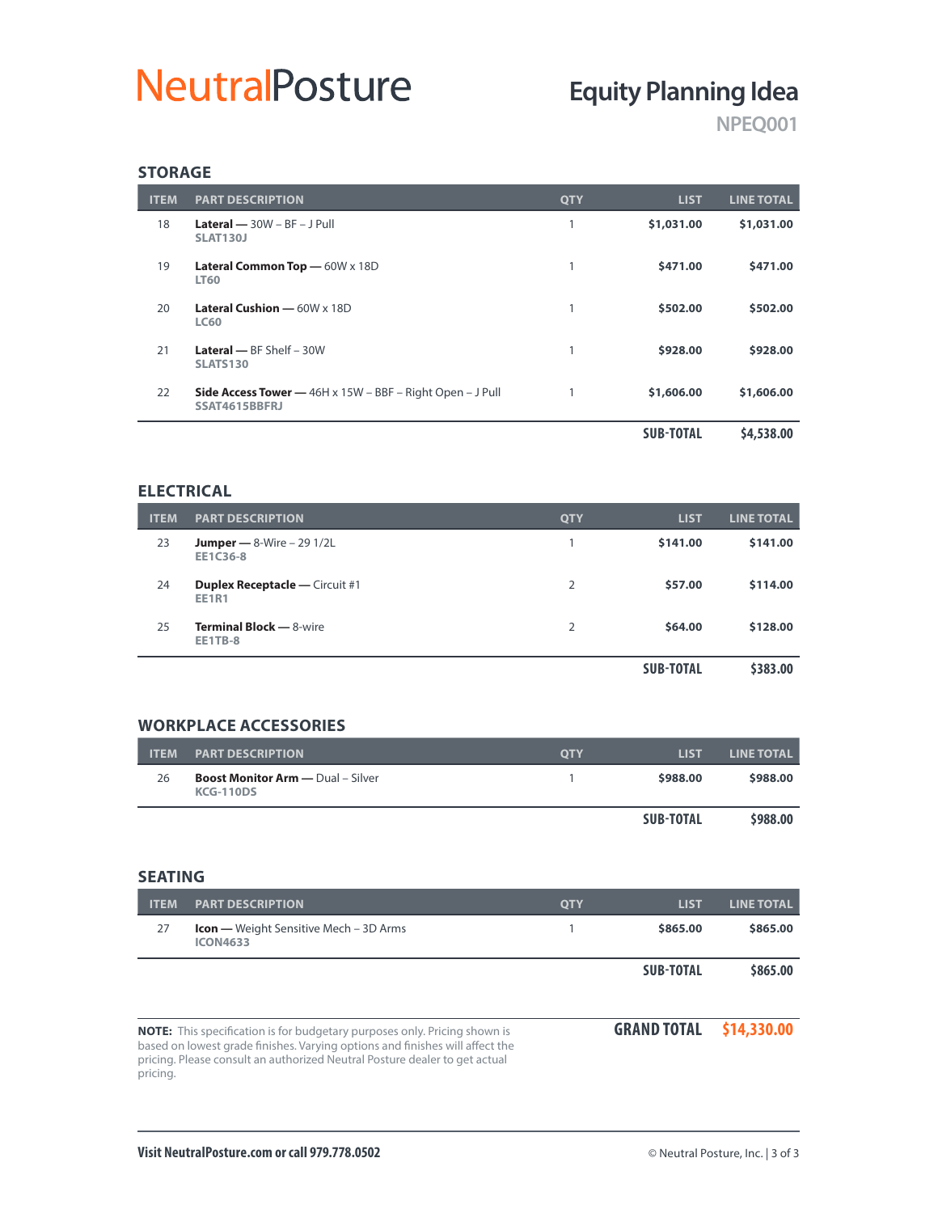# NeutralPosture

## Equity Planning Idea

NPEQ001

### STORAGE

| ITEM | PART DESCRIPTION | QTY | LIST | LINE TOTAL |
|---|---|---|---|---|
| 18 | **Lateral** — 30W – BF – J Pull<br>SLAT130J | 1 | $1,031.00 | $1,031.00 |
| 19 | **Lateral Common Top** — 60W x 18D<br>LT60 | 1 | $471.00 | $471.00 |
| 20 | **Lateral Cushion** — 60W x 18D<br>LC60 | 1 | $502.00 | $502.00 |
| 21 | **Lateral** — BF Shelf – 30W<br>SLATS130 | 1 | $928.00 | $928.00 |
| 22 | **Side Access Tower** — 46H x 15W – BBF – Right Open – J Pull<br>SSAT4615BBFRJ | 1 | $1,606.00 | $1,606.00 |
| | | | **SUB-TOTAL** | **$4,538.00** |

### ELECTRICAL

| ITEM | PART DESCRIPTION | QTY | LIST | LINE TOTAL |
|---|---|---|---|---|
| 23 | **Jumper** — 8-Wire – 29 1/2L<br>EE1C36-8 | 1 | $141.00 | $141.00 |
| 24 | **Duplex Receptacle** — Circuit #1<br>EE1R1 | 2 | $57.00 | $114.00 |
| 25 | **Terminal Block** — 8-wire<br>EE1TB-8 | 2 | $64.00 | $128.00 |
| | | | **SUB-TOTAL** | **$383.00** |

### WORKPLACE ACCESSORIES

| ITEM | PART DESCRIPTION | QTY | LIST | LINE TOTAL |
|---|---|---|---|---|
| 26 | **Boost Monitor Arm** — Dual – Silver<br>KCG-110DS | 1 | $988.00 | $988.00 |
| | | | **SUB-TOTAL** | **$988.00** |

### SEATING

| ITEM | PART DESCRIPTION | QTY | LIST | LINE TOTAL |
|---|---|---|---|---|
| 27 | **Icon** — Weight Sensitive Mech – 3D Arms<br>ICON4633 | 1 | $865.00 | $865.00 |
| | | | **SUB-TOTAL** | **$865.00** |

**GRAND TOTAL** **$14,330.00**

**NOTE:** This specification is for budgetary purposes only. Pricing shown is based on lowest grade finishes. Varying options and finishes will affect the pricing. Please consult an authorized Neutral Posture dealer to get actual pricing.

Visit NeutralPosture.com or call 979.778.0502

© Neutral Posture, Inc.